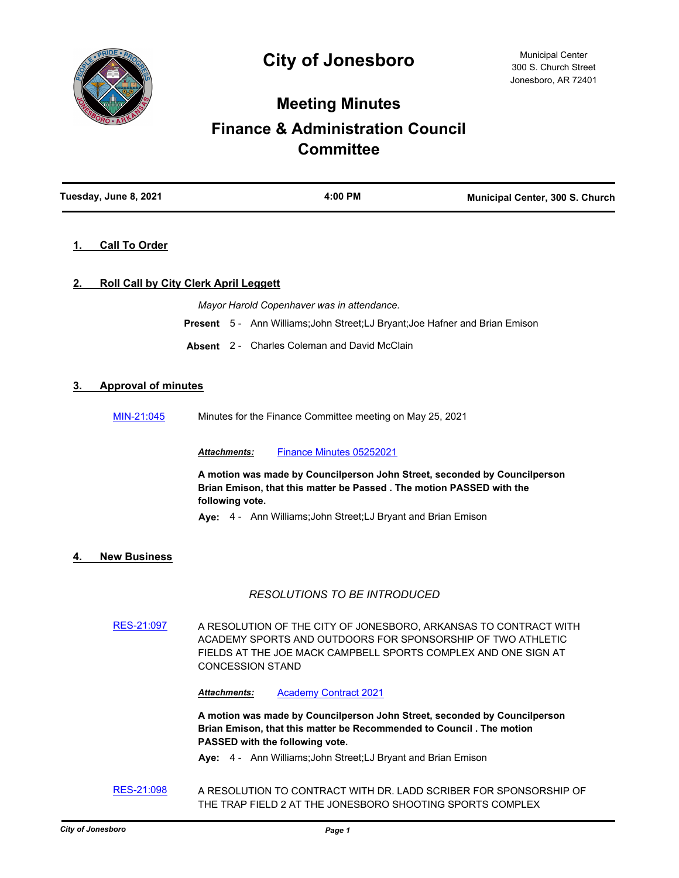# City of Jonesboro

Municipal Center
300 S. Church Street
Jonesboro, AR 72401

## Meeting Minutes

## Finance & Administration Council Committee

**Tuesday, June 8, 2021** | **4:00 PM** | **Municipal Center, 300 S. Church**

### 1. Call To Order

### 2. Roll Call by City Clerk April Leggett

*Mayor Harold Copenhaver was in attendance.*

**Present** 5 - Ann Williams;John Street;LJ Bryant;Joe Hafner and Brian Emison

**Absent** 2 - Charles Coleman and David McClain

### 3. Approval of minutes

MIN-21:045 Minutes for the Finance Committee meeting on May 25, 2021

***Attachments:*** Finance Minutes 05252021

**A motion was made by Councilperson John Street, seconded by Councilperson Brian Emison, that this matter be Passed . The motion PASSED with the following vote.**

**Aye:** 4 - Ann Williams;John Street;LJ Bryant and Brian Emison

### 4. New Business

*RESOLUTIONS TO BE INTRODUCED*

RES-21:097 A RESOLUTION OF THE CITY OF JONESBORO, ARKANSAS TO CONTRACT WITH ACADEMY SPORTS AND OUTDOORS FOR SPONSORSHIP OF TWO ATHLETIC FIELDS AT THE JOE MACK CAMPBELL SPORTS COMPLEX AND ONE SIGN AT CONCESSION STAND

***Attachments:*** Academy Contract 2021

**A motion was made by Councilperson John Street, seconded by Councilperson Brian Emison, that this matter be Recommended to Council . The motion PASSED with the following vote.**

**Aye:** 4 - Ann Williams;John Street;LJ Bryant and Brian Emison

RES-21:098 A RESOLUTION TO CONTRACT WITH DR. LADD SCRIBER FOR SPONSORSHIP OF THE TRAP FIELD 2 AT THE JONESBORO SHOOTING SPORTS COMPLEX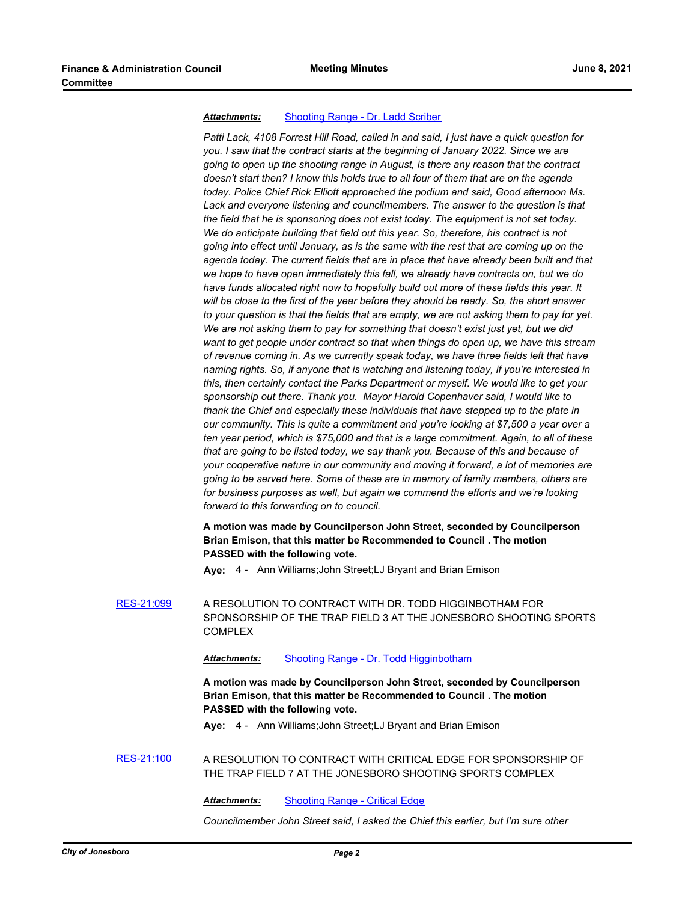***Attachments:*** Shooting Range - Dr. Ladd Scriber

*Patti Lack, 4108 Forrest Hill Road, called in and said, I just have a quick question for you. I saw that the contract starts at the beginning of January 2022. Since we are going to open up the shooting range in August, is there any reason that the contract doesn't start then? I know this holds true to all four of them that are on the agenda today. Police Chief Rick Elliott approached the podium and said, Good afternoon Ms. Lack and everyone listening and councilmembers. The answer to the question is that the field that he is sponsoring does not exist today. The equipment is not set today. We do anticipate building that field out this year. So, therefore, his contract is not going into effect until January, as is the same with the rest that are coming up on the agenda today. The current fields that are in place that have already been built and that we hope to have open immediately this fall, we already have contracts on, but we do have funds allocated right now to hopefully build out more of these fields this year. It will be close to the first of the year before they should be ready. So, the short answer to your question is that the fields that are empty, we are not asking them to pay for yet. We are not asking them to pay for something that doesn't exist just yet, but we did want to get people under contract so that when things do open up, we have this stream of revenue coming in. As we currently speak today, we have three fields left that have naming rights. So, if anyone that is watching and listening today, if you're interested in this, then certainly contact the Parks Department or myself. We would like to get your sponsorship out there. Thank you. Mayor Harold Copenhaver said, I would like to thank the Chief and especially these individuals that have stepped up to the plate in our community. This is quite a commitment and you're looking at $7,500 a year over a ten year period, which is $75,000 and that is a large commitment. Again, to all of these that are going to be listed today, we say thank you. Because of this and because of your cooperative nature in our community and moving it forward, a lot of memories are going to be served here. Some of these are in memory of family members, others are for business purposes as well, but again we commend the efforts and we're looking forward to this forwarding on to council.*

**A motion was made by Councilperson John Street, seconded by Councilperson Brian Emison, that this matter be Recommended to Council . The motion PASSED with the following vote.**

**Aye:** 4 - Ann Williams;John Street;LJ Bryant and Brian Emison

RES-21:099 A RESOLUTION TO CONTRACT WITH DR. TODD HIGGINBOTHAM FOR SPONSORSHIP OF THE TRAP FIELD 3 AT THE JONESBORO SHOOTING SPORTS COMPLEX

***Attachments:*** Shooting Range - Dr. Todd Higginbotham

**A motion was made by Councilperson John Street, seconded by Councilperson Brian Emison, that this matter be Recommended to Council . The motion PASSED with the following vote.**

**Aye:** 4 - Ann Williams;John Street;LJ Bryant and Brian Emison

RES-21:100 A RESOLUTION TO CONTRACT WITH CRITICAL EDGE FOR SPONSORSHIP OF THE TRAP FIELD 7 AT THE JONESBORO SHOOTING SPORTS COMPLEX

***Attachments:*** Shooting Range - Critical Edge

*Councilmember John Street said, I asked the Chief this earlier, but I'm sure other*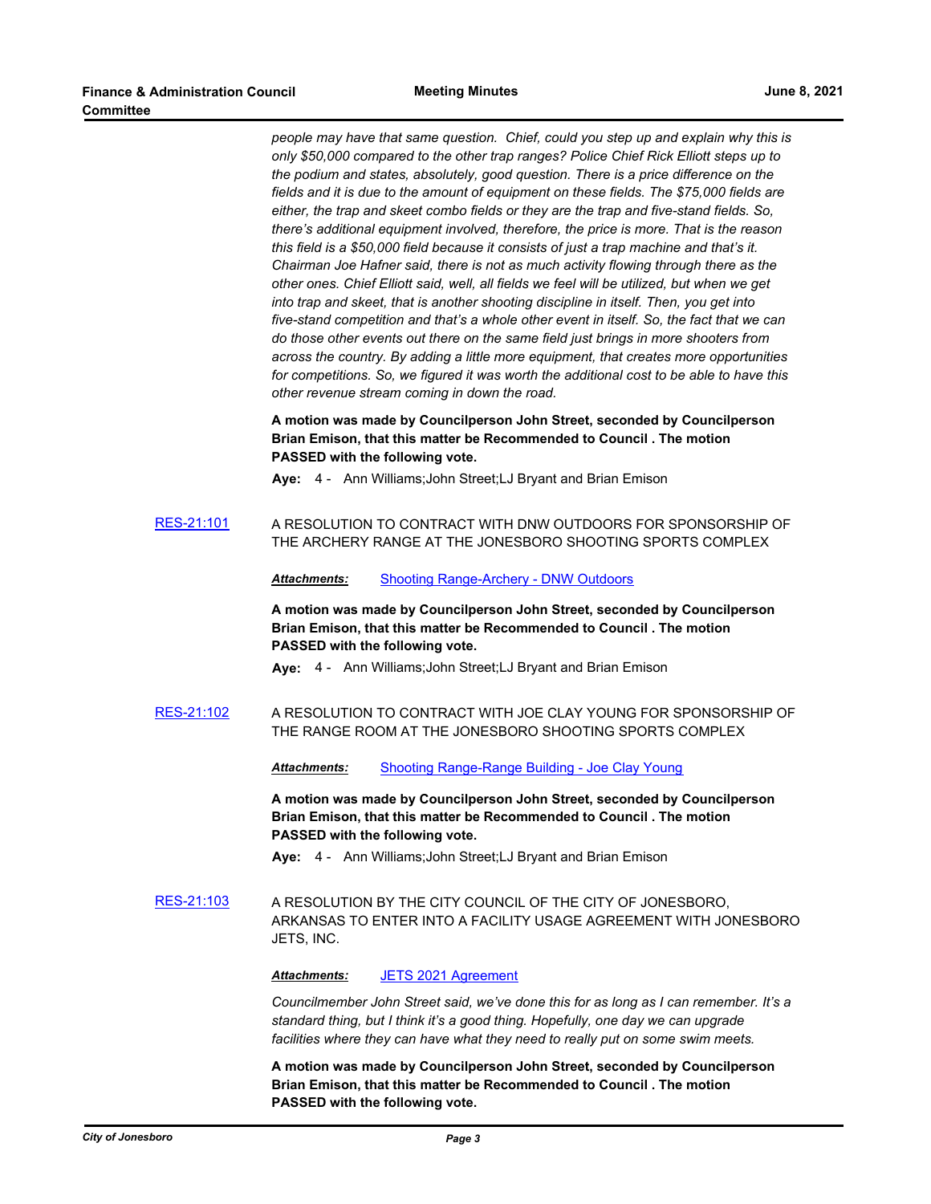*people may have that same question. Chief, could you step up and explain why this is only $50,000 compared to the other trap ranges? Police Chief Rick Elliott steps up to the podium and states, absolutely, good question. There is a price difference on the fields and it is due to the amount of equipment on these fields. The $75,000 fields are either, the trap and skeet combo fields or they are the trap and five-stand fields. So, there's additional equipment involved, therefore, the price is more. That is the reason this field is a $50,000 field because it consists of just a trap machine and that's it. Chairman Joe Hafner said, there is not as much activity flowing through there as the other ones. Chief Elliott said, well, all fields we feel will be utilized, but when we get into trap and skeet, that is another shooting discipline in itself. Then, you get into five-stand competition and that's a whole other event in itself. So, the fact that we can do those other events out there on the same field just brings in more shooters from across the country. By adding a little more equipment, that creates more opportunities for competitions. So, we figured it was worth the additional cost to be able to have this other revenue stream coming in down the road.*

**A motion was made by Councilperson John Street, seconded by Councilperson Brian Emison, that this matter be Recommended to Council . The motion PASSED with the following vote.**

**Aye:** 4 - Ann Williams;John Street;LJ Bryant and Brian Emison

RES-21:101 A RESOLUTION TO CONTRACT WITH DNW OUTDOORS FOR SPONSORSHIP OF THE ARCHERY RANGE AT THE JONESBORO SHOOTING SPORTS COMPLEX

***Attachments:*** Shooting Range-Archery - DNW Outdoors

**A motion was made by Councilperson John Street, seconded by Councilperson Brian Emison, that this matter be Recommended to Council . The motion PASSED with the following vote.**

**Aye:** 4 - Ann Williams;John Street;LJ Bryant and Brian Emison

RES-21:102 A RESOLUTION TO CONTRACT WITH JOE CLAY YOUNG FOR SPONSORSHIP OF THE RANGE ROOM AT THE JONESBORO SHOOTING SPORTS COMPLEX

***Attachments:*** Shooting Range-Range Building - Joe Clay Young

**A motion was made by Councilperson John Street, seconded by Councilperson Brian Emison, that this matter be Recommended to Council . The motion PASSED with the following vote.**

**Aye:** 4 - Ann Williams;John Street;LJ Bryant and Brian Emison

RES-21:103 A RESOLUTION BY THE CITY COUNCIL OF THE CITY OF JONESBORO, ARKANSAS TO ENTER INTO A FACILITY USAGE AGREEMENT WITH JONESBORO JETS, INC.

***Attachments:*** JETS 2021 Agreement

*Councilmember John Street said, we've done this for as long as I can remember. It's a standard thing, but I think it's a good thing. Hopefully, one day we can upgrade facilities where they can have what they need to really put on some swim meets.*

**A motion was made by Councilperson John Street, seconded by Councilperson Brian Emison, that this matter be Recommended to Council . The motion PASSED with the following vote.**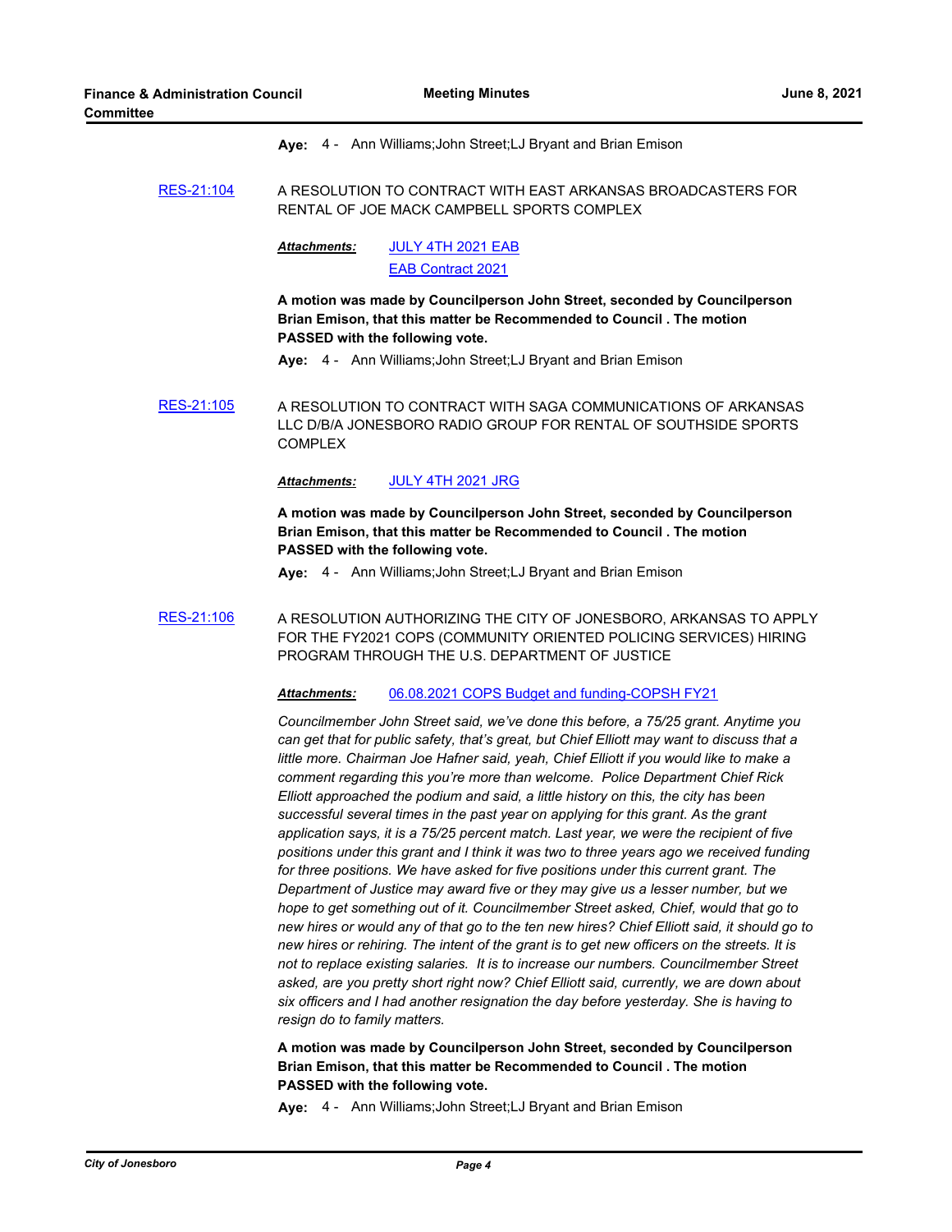**Aye:** 4 - Ann Williams;John Street;LJ Bryant and Brian Emison

RES-21:104 A RESOLUTION TO CONTRACT WITH EAST ARKANSAS BROADCASTERS FOR RENTAL OF JOE MACK CAMPBELL SPORTS COMPLEX

***Attachments:*** JULY 4TH 2021 EAB
EAB Contract 2021

**A motion was made by Councilperson John Street, seconded by Councilperson Brian Emison, that this matter be Recommended to Council . The motion PASSED with the following vote.**

**Aye:** 4 - Ann Williams;John Street;LJ Bryant and Brian Emison

RES-21:105 A RESOLUTION TO CONTRACT WITH SAGA COMMUNICATIONS OF ARKANSAS LLC D/B/A JONESBORO RADIO GROUP FOR RENTAL OF SOUTHSIDE SPORTS COMPLEX

***Attachments:*** JULY 4TH 2021 JRG

**A motion was made by Councilperson John Street, seconded by Councilperson Brian Emison, that this matter be Recommended to Council . The motion PASSED with the following vote.**

**Aye:** 4 - Ann Williams;John Street;LJ Bryant and Brian Emison

RES-21:106 A RESOLUTION AUTHORIZING THE CITY OF JONESBORO, ARKANSAS TO APPLY FOR THE FY2021 COPS (COMMUNITY ORIENTED POLICING SERVICES) HIRING PROGRAM THROUGH THE U.S. DEPARTMENT OF JUSTICE

***Attachments:*** 06.08.2021 COPS Budget and funding-COPSH FY21

*Councilmember John Street said, we've done this before, a 75/25 grant. Anytime you can get that for public safety, that's great, but Chief Elliott may want to discuss that a little more. Chairman Joe Hafner said, yeah, Chief Elliott if you would like to make a comment regarding this you're more than welcome. Police Department Chief Rick Elliott approached the podium and said, a little history on this, the city has been successful several times in the past year on applying for this grant. As the grant application says, it is a 75/25 percent match. Last year, we were the recipient of five positions under this grant and I think it was two to three years ago we received funding for three positions. We have asked for five positions under this current grant. The Department of Justice may award five or they may give us a lesser number, but we hope to get something out of it. Councilmember Street asked, Chief, would that go to new hires or would any of that go to the ten new hires? Chief Elliott said, it should go to new hires or rehiring. The intent of the grant is to get new officers on the streets. It is not to replace existing salaries. It is to increase our numbers. Councilmember Street asked, are you pretty short right now? Chief Elliott said, currently, we are down about six officers and I had another resignation the day before yesterday. She is having to resign do to family matters.*

**A motion was made by Councilperson John Street, seconded by Councilperson Brian Emison, that this matter be Recommended to Council . The motion PASSED with the following vote.**

**Aye:** 4 - Ann Williams;John Street;LJ Bryant and Brian Emison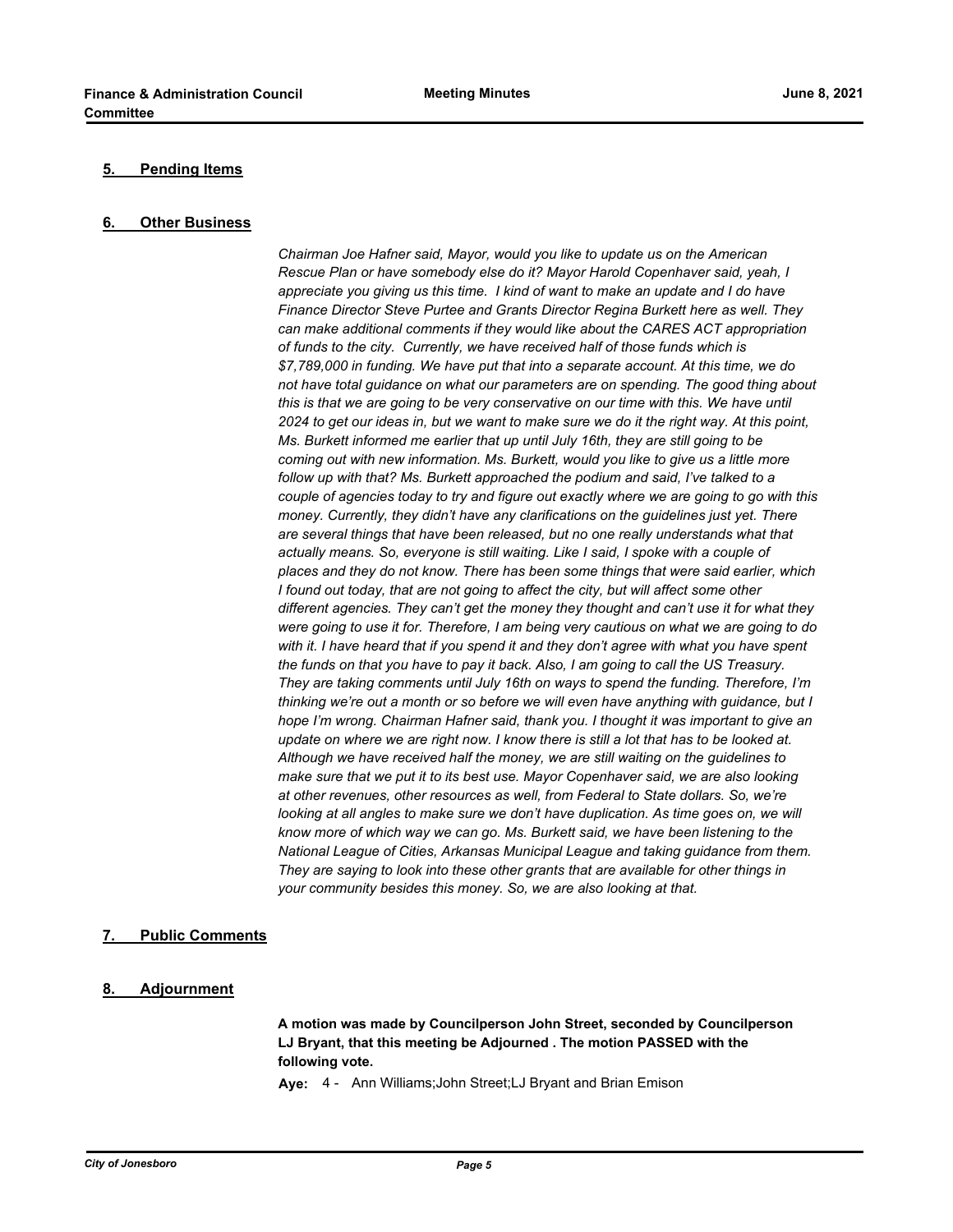## 5. Pending Items

## 6. Other Business

*Chairman Joe Hafner said, Mayor, would you like to update us on the American Rescue Plan or have somebody else do it? Mayor Harold Copenhaver said, yeah, I appreciate you giving us this time. I kind of want to make an update and I do have Finance Director Steve Purtee and Grants Director Regina Burkett here as well. They can make additional comments if they would like about the CARES ACT appropriation of funds to the city. Currently, we have received half of those funds which is $7,789,000 in funding. We have put that into a separate account. At this time, we do not have total guidance on what our parameters are on spending. The good thing about this is that we are going to be very conservative on our time with this. We have until 2024 to get our ideas in, but we want to make sure we do it the right way. At this point, Ms. Burkett informed me earlier that up until July 16th, they are still going to be coming out with new information. Ms. Burkett, would you like to give us a little more follow up with that? Ms. Burkett approached the podium and said, I've talked to a couple of agencies today to try and figure out exactly where we are going to go with this money. Currently, they didn't have any clarifications on the guidelines just yet. There are several things that have been released, but no one really understands what that actually means. So, everyone is still waiting. Like I said, I spoke with a couple of places and they do not know. There has been some things that were said earlier, which I found out today, that are not going to affect the city, but will affect some other different agencies. They can't get the money they thought and can't use it for what they were going to use it for. Therefore, I am being very cautious on what we are going to do with it. I have heard that if you spend it and they don't agree with what you have spent the funds on that you have to pay it back. Also, I am going to call the US Treasury. They are taking comments until July 16th on ways to spend the funding. Therefore, I'm thinking we're out a month or so before we will even have anything with guidance, but I hope I'm wrong. Chairman Hafner said, thank you. I thought it was important to give an update on where we are right now. I know there is still a lot that has to be looked at. Although we have received half the money, we are still waiting on the guidelines to make sure that we put it to its best use. Mayor Copenhaver said, we are also looking at other revenues, other resources as well, from Federal to State dollars. So, we're looking at all angles to make sure we don't have duplication. As time goes on, we will know more of which way we can go. Ms. Burkett said, we have been listening to the National League of Cities, Arkansas Municipal League and taking guidance from them. They are saying to look into these other grants that are available for other things in your community besides this money. So, we are also looking at that.*

## 7. Public Comments

## 8. Adjournment

**A motion was made by Councilperson John Street, seconded by Councilperson LJ Bryant, that this meeting be Adjourned . The motion PASSED with the following vote.**

**Aye:** 4 - Ann Williams;John Street;LJ Bryant and Brian Emison